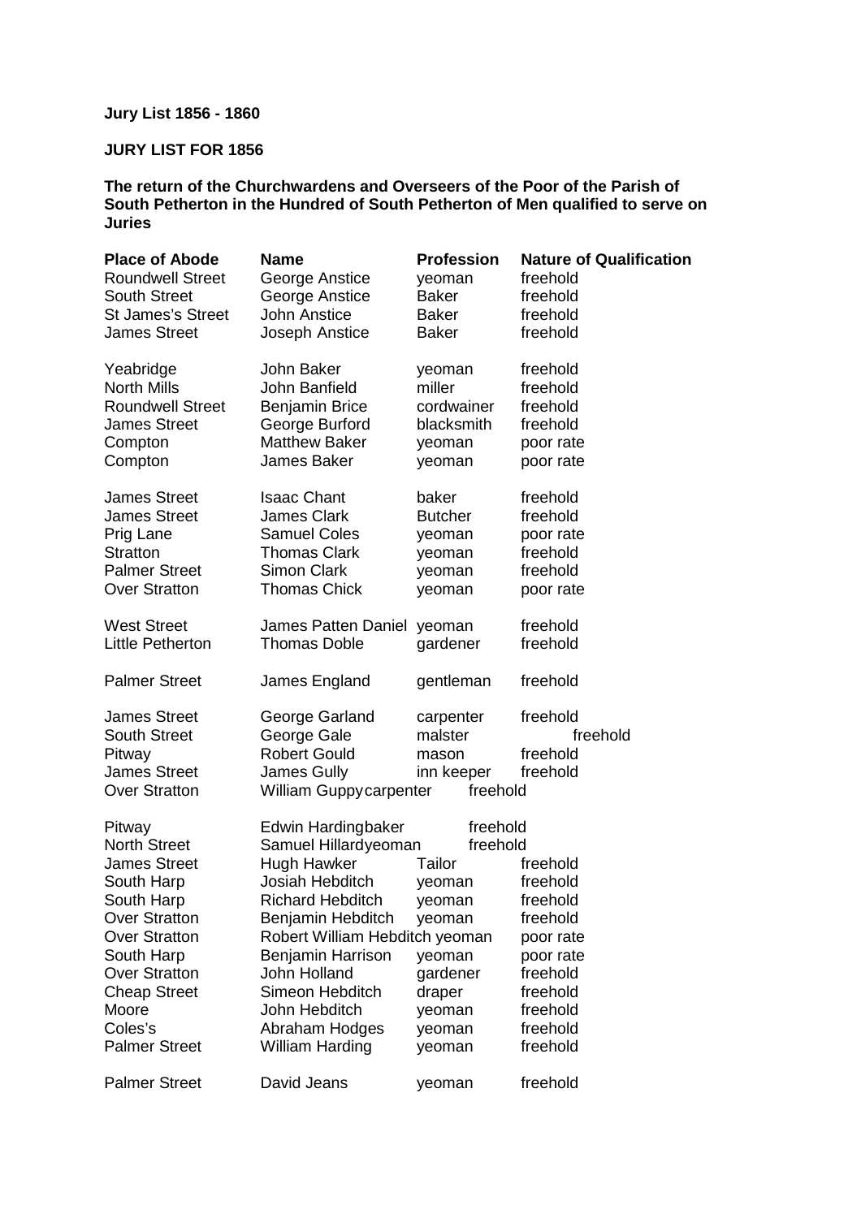**Jury List 1856 - 1860**

**JURY LIST FOR 1856**

**The return of the Churchwardens and Overseers of the Poor of the Parish of South Petherton in the Hundred of South Petherton of Men qualified to serve on Juries**

| Place of Abode | Name | Profession | Nature of Qualification |
|---|---|---|---|
| Roundwell Street | George Anstice | yeoman | freehold |
| South Street | George Anstice | Baker | freehold |
| St James's Street | John Anstice | Baker | freehold |
| James Street | Joseph Anstice | Baker | freehold |
| | | | |
| Yeabridge | John Baker | yeoman | freehold |
| North Mills | John Banfield | miller | freehold |
| Roundwell Street | Benjamin Brice | cordwainer | freehold |
| James Street | George Burford | blacksmith | freehold |
| Compton | Matthew Baker | yeoman | poor rate |
| Compton | James Baker | yeoman | poor rate |
| | | | |
| James Street | Isaac Chant | baker | freehold |
| James Street | James Clark | Butcher | freehold |
| Prig Lane | Samuel Coles | yeoman | poor rate |
| Stratton | Thomas Clark | yeoman | freehold |
| Palmer Street | Simon Clark | yeoman | freehold |
| Over Stratton | Thomas Chick | yeoman | poor rate |
| | | | |
| West Street | James Patten Daniel | yeoman | freehold |
| Little Petherton | Thomas Doble | gardener | freehold |
| | | | |
| Palmer Street | James England | gentleman | freehold |
| | | | |
| James Street | George Garland | carpenter | freehold |
| South Street | George Gale | malster | freehold |
| Pitway | Robert Gould | mason | freehold |
| James Street | James Gully | inn keeper | freehold |
| Over Stratton | William Guppy | carpenter | freehold |
| | | | |
| Pitway | Edwin Harding | baker | freehold |
| North Street | Samuel Hillard | yeoman | freehold |
| James Street | Hugh Hawker | Tailor | freehold |
| South Harp | Josiah Hebditch | yeoman | freehold |
| South Harp | Richard Hebditch | yeoman | freehold |
| Over Stratton | Benjamin Hebditch | yeoman | freehold |
| Over Stratton | Robert William Hebditch | yeoman | poor rate |
| South Harp | Benjamin Harrison | yeoman | poor rate |
| Over Stratton | John Holland | gardener | freehold |
| Cheap Street | Simeon Hebditch | draper | freehold |
| Moore | John Hebditch | yeoman | freehold |
| Coles's | Abraham Hodges | yeoman | freehold |
| Palmer Street | William Harding | yeoman | freehold |
| | | | |
| Palmer Street | David Jeans | yeoman | freehold |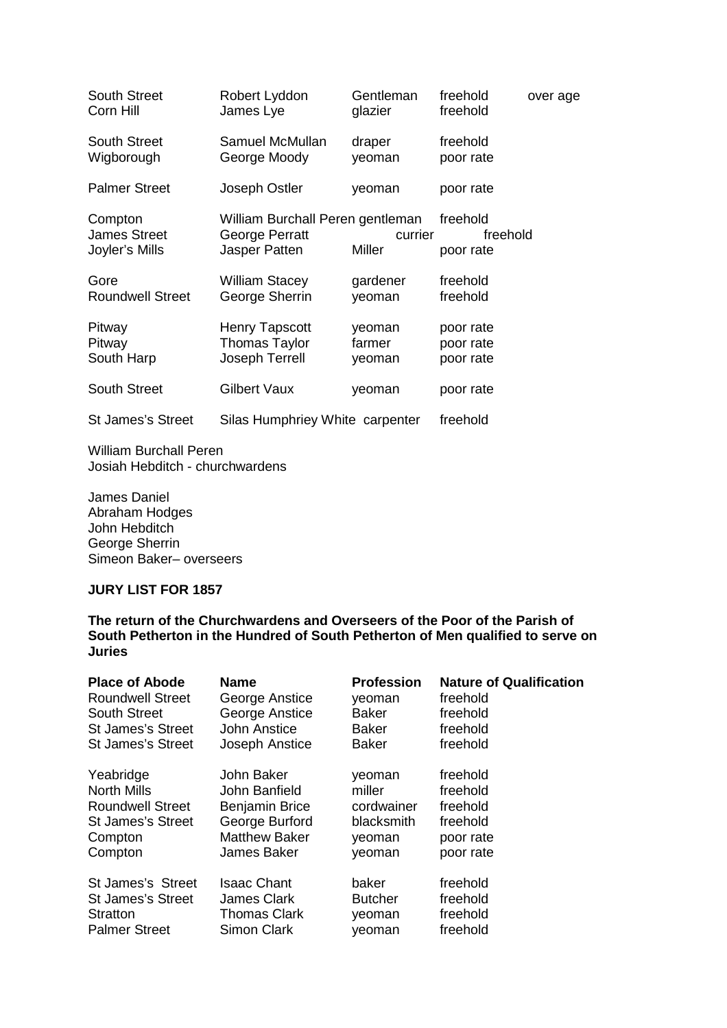| | | | | |
|---|---|---|---|---|
| South Street | Robert Lyddon | Gentleman | freehold | over age |
| Corn Hill | James Lye | glazier | freehold | |
| South Street | Samuel McMullan | draper | freehold | |
| Wigborough | George Moody | yeoman | poor rate | |
| Palmer Street | Joseph Ostler | yeoman | poor rate | |
| Compton | William Burchall Peren | gentleman | freehold | |
| James Street | George Perratt | currier | freehold | |
| Joyler's Mills | Jasper Patten | Miller | poor rate | |
| Gore | William Stacey | gardener | freehold | |
| Roundwell Street | George Sherrin | yeoman | freehold | |
| Pitway | Henry Tapscott | yeoman | poor rate | |
| Pitway | Thomas Taylor | farmer | poor rate | |
| South Harp | Joseph Terrell | yeoman | poor rate | |
| South Street | Gilbert Vaux | yeoman | poor rate | |
| St James's Street | Silas Humphriey White | carpenter | freehold | |

William Burchall Peren
Josiah Hebditch - churchwardens

James Daniel
Abraham Hodges
John Hebditch
George Sherrin
Simeon Baker– overseers

**JURY LIST FOR 1857**

**The return of the Churchwardens and Overseers of the Poor of the Parish of South Petherton in the Hundred of South Petherton of Men qualified to serve on Juries**

| Place of Abode | Name | Profession | Nature of Qualification |
|---|---|---|---|
| Roundwell Street | George Anstice | yeoman | freehold |
| South Street | George Anstice | Baker | freehold |
| St James's Street | John Anstice | Baker | freehold |
| St James's Street | Joseph Anstice | Baker | freehold |
| Yeabridge | John Baker | yeoman | freehold |
| North Mills | John Banfield | miller | freehold |
| Roundwell Street | Benjamin Brice | cordwainer | freehold |
| St James's Street | George Burford | blacksmith | freehold |
| Compton | Matthew Baker | yeoman | poor rate |
| Compton | James Baker | yeoman | poor rate |
| St James's Street | Isaac Chant | baker | freehold |
| St James's Street | James Clark | Butcher | freehold |
| Stratton | Thomas Clark | yeoman | freehold |
| Palmer Street | Simon Clark | yeoman | freehold |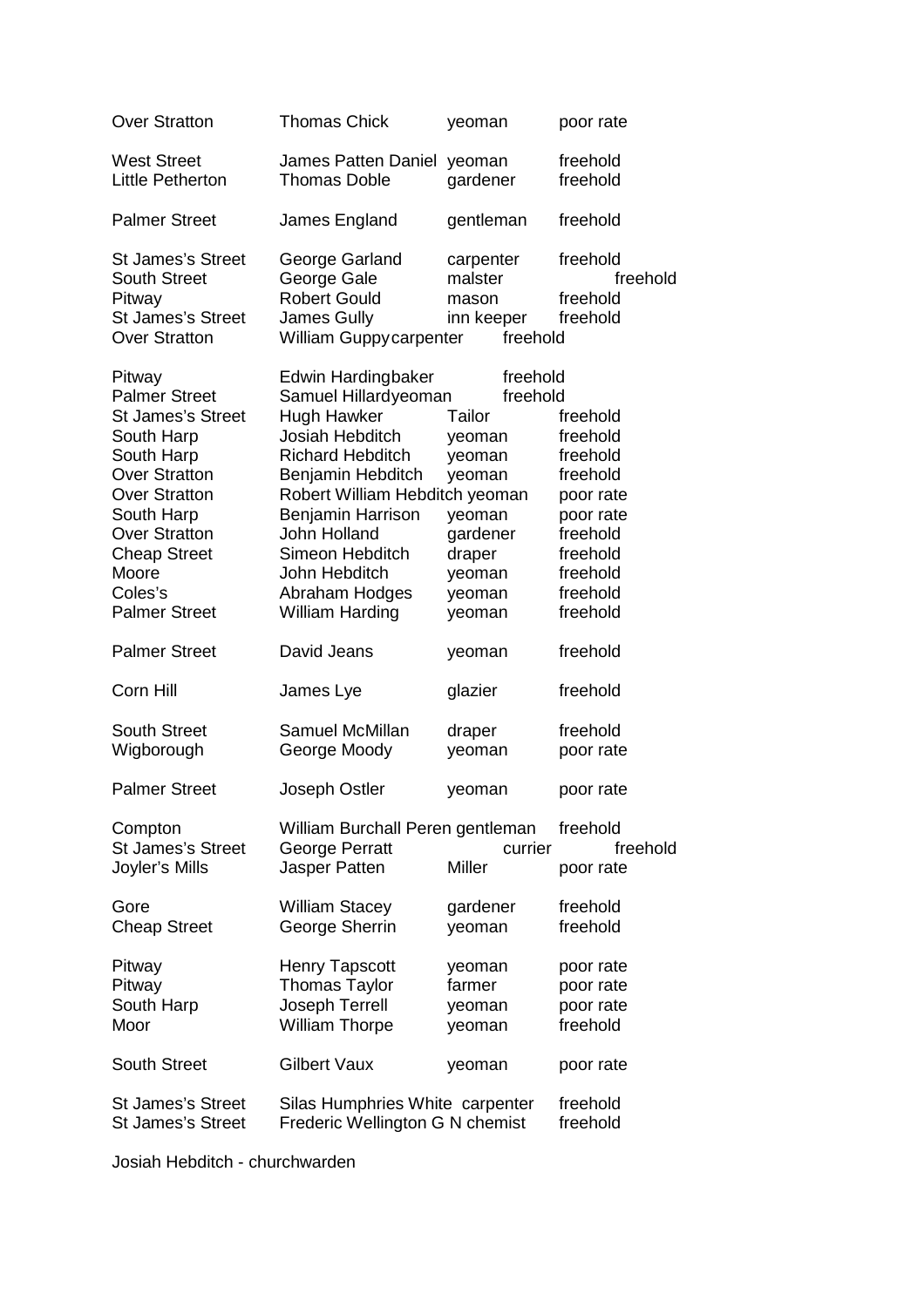| | | | |
|---|---|---|---|
| Over Stratton | Thomas Chick | yeoman | poor rate |
| | | | |
| West Street | James Patten Daniel | yeoman | freehold |
| Little Petherton | Thomas Doble | gardener | freehold |
| | | | |
| Palmer Street | James England | gentleman | freehold |
| | | | |
| St James's Street | George Garland | carpenter | freehold |
| South Street | George Gale | malster | freehold |
| Pitway | Robert Gould | mason | freehold |
| St James's Street | James Gully | inn keeper | freehold |
| Over Stratton | William Guppy | carpenter | freehold |
| | | | |
| Pitway | Edwin Harding | baker | freehold |
| Palmer Street | Samuel Hillard | yeoman | freehold |
| St James's Street | Hugh Hawker | Tailor | freehold |
| South Harp | Josiah Hebditch | yeoman | freehold |
| South Harp | Richard Hebditch | yeoman | freehold |
| Over Stratton | Benjamin Hebditch | yeoman | freehold |
| Over Stratton | Robert William Hebditch | yeoman | poor rate |
| South Harp | Benjamin Harrison | yeoman | poor rate |
| Over Stratton | John Holland | gardener | freehold |
| Cheap Street | Simeon Hebditch | draper | freehold |
| Moore | John Hebditch | yeoman | freehold |
| Coles's | Abraham Hodges | yeoman | freehold |
| Palmer Street | William Harding | yeoman | freehold |
| | | | |
| Palmer Street | David Jeans | yeoman | freehold |
| | | | |
| Corn Hill | James Lye | glazier | freehold |
| | | | |
| South Street | Samuel McMillan | draper | freehold |
| Wigborough | George Moody | yeoman | poor rate |
| | | | |
| Palmer Street | Joseph Ostler | yeoman | poor rate |
| | | | |
| Compton | William Burchall Peren | gentleman | freehold |
| St James's Street | George Perratt | currier | freehold |
| Joyler's Mills | Jasper Patten | Miller | poor rate |
| | | | |
| Gore | William Stacey | gardener | freehold |
| Cheap Street | George Sherrin | yeoman | freehold |
| | | | |
| Pitway | Henry Tapscott | yeoman | poor rate |
| Pitway | Thomas Taylor | farmer | poor rate |
| South Harp | Joseph Terrell | yeoman | poor rate |
| Moor | William Thorpe | yeoman | freehold |
| | | | |
| South Street | Gilbert Vaux | yeoman | poor rate |
| | | | |
| St James's Street | Silas Humphries White | carpenter | freehold |
| St James's Street | Frederic Wellington G N | chemist | freehold |

Josiah Hebditch - churchwarden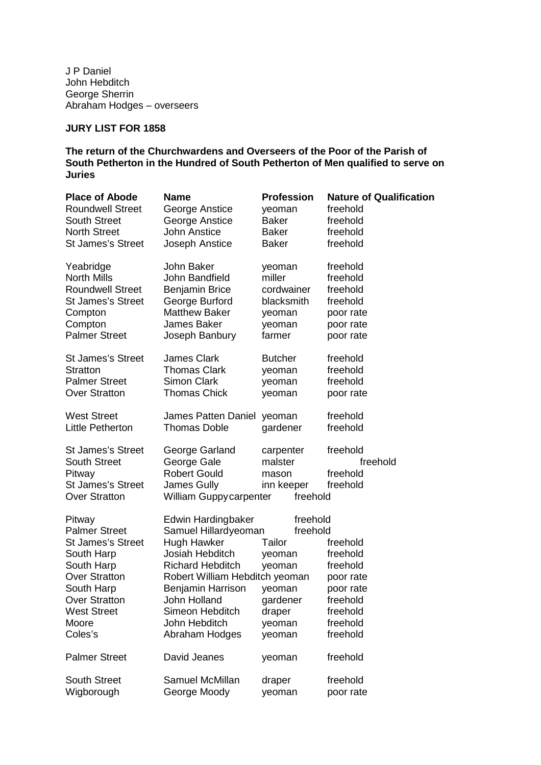J P Daniel
John Hebditch
George Sherrin
Abraham Hodges – overseers

**JURY LIST FOR 1858**

**The return of the Churchwardens and Overseers of the Poor of the Parish of South Petherton in the Hundred of South Petherton of Men qualified to serve on Juries**

| Place of Abode | Name | Profession | Nature of Qualification |
|---|---|---|---|
| Roundwell Street | George Anstice | yeoman | freehold |
| South Street | George Anstice | Baker | freehold |
| North Street | John Anstice | Baker | freehold |
| St James's Street | Joseph Anstice | Baker | freehold |
| | | | |
| Yeabridge | John Baker | yeoman | freehold |
| North Mills | John Bandfield | miller | freehold |
| Roundwell Street | Benjamin Brice | cordwainer | freehold |
| St James's Street | George Burford | blacksmith | freehold |
| Compton | Matthew Baker | yeoman | poor rate |
| Compton | James Baker | yeoman | poor rate |
| Palmer Street | Joseph Banbury | farmer | poor rate |
| | | | |
| St James's Street | James Clark | Butcher | freehold |
| Stratton | Thomas Clark | yeoman | freehold |
| Palmer Street | Simon Clark | yeoman | freehold |
| Over Stratton | Thomas Chick | yeoman | poor rate |
| | | | |
| West Street | James Patten Daniel | yeoman | freehold |
| Little Petherton | Thomas Doble | gardener | freehold |
| | | | |
| St James's Street | George Garland | carpenter | freehold |
| South Street | George Gale | malster | freehold |
| Pitway | Robert Gould | mason | freehold |
| St James's Street | James Gully | inn keeper | freehold |
| Over Stratton | William Guppy | carpenter | freehold |
| | | | |
| Pitway | Edwin Harding | baker | freehold |
| Palmer Street | Samuel Hillard | yeoman | freehold |
| St James's Street | Hugh Hawker | Tailor | freehold |
| South Harp | Josiah Hebditch | yeoman | freehold |
| South Harp | Richard Hebditch | yeoman | freehold |
| Over Stratton | Robert William Hebditch | yeoman | poor rate |
| South Harp | Benjamin Harrison | yeoman | poor rate |
| Over Stratton | John Holland | gardener | freehold |
| West Street | Simeon Hebditch | draper | freehold |
| Moore | John Hebditch | yeoman | freehold |
| Coles's | Abraham Hodges | yeoman | freehold |
| | | | |
| Palmer Street | David Jeanes | yeoman | freehold |
| | | | |
| South Street | Samuel McMillan | draper | freehold |
| Wigborough | George Moody | yeoman | poor rate |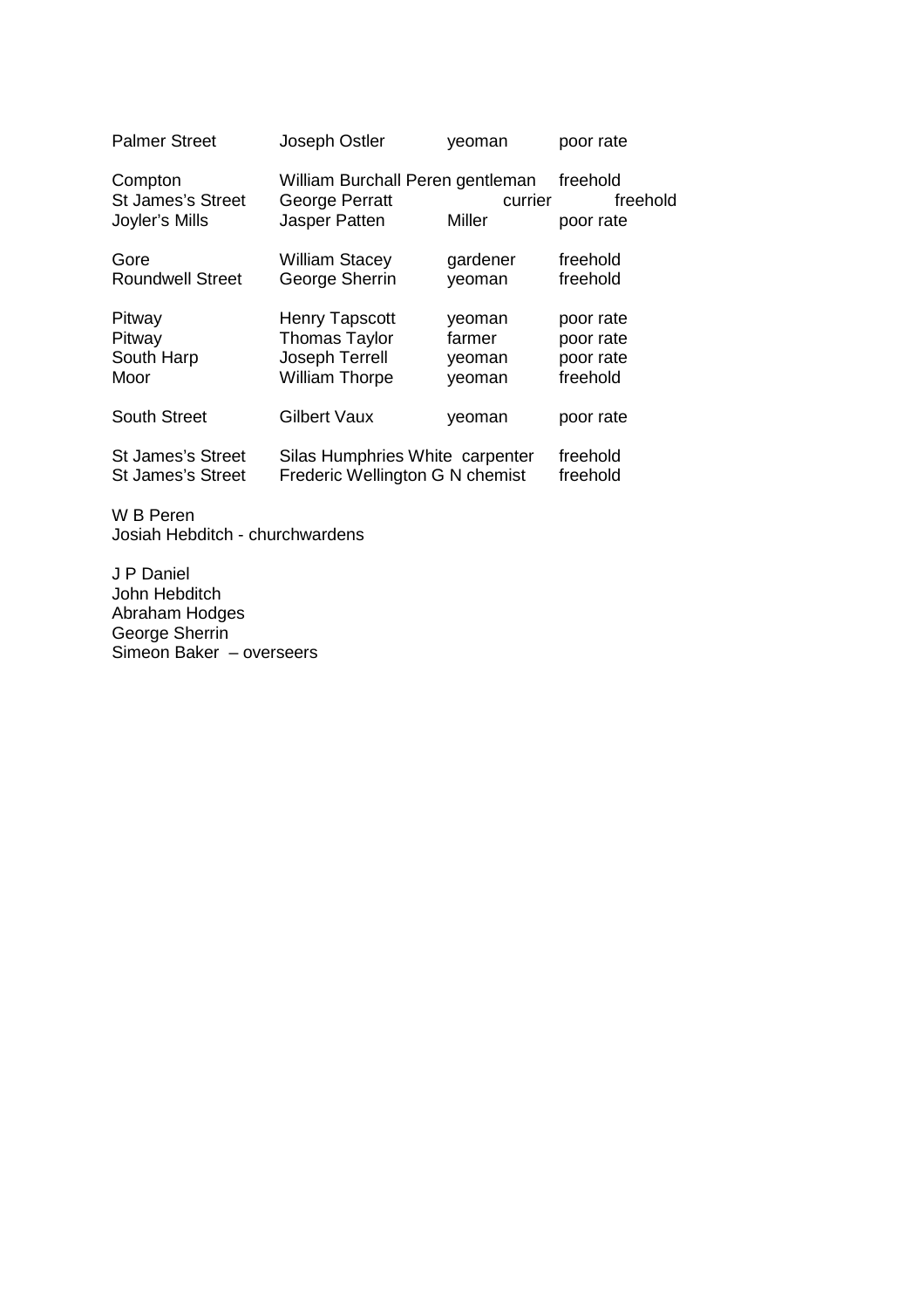| | | | |
|---|---|---|---|
| Palmer Street | Joseph Ostler | yeoman | poor rate |
| Compton | William Burchall Peren | gentleman | freehold |
| St James's Street | George Perratt | currier | freehold |
| Joyler's Mills | Jasper Patten | Miller | poor rate |
| Gore | William Stacey | gardener | freehold |
| Roundwell Street | George Sherrin | yeoman | freehold |
| Pitway | Henry Tapscott | yeoman | poor rate |
| Pitway | Thomas Taylor | farmer | poor rate |
| South Harp | Joseph Terrell | yeoman | poor rate |
| Moor | William Thorpe | yeoman | freehold |
| South Street | Gilbert Vaux | yeoman | poor rate |
| St James's Street | Silas Humphries White | carpenter | freehold |
| St James's Street | Frederic Wellington G N | chemist | freehold |

W B Peren
Josiah Hebditch - churchwardens

J P Daniel
John Hebditch
Abraham Hodges
George Sherrin
Simeon Baker – overseers